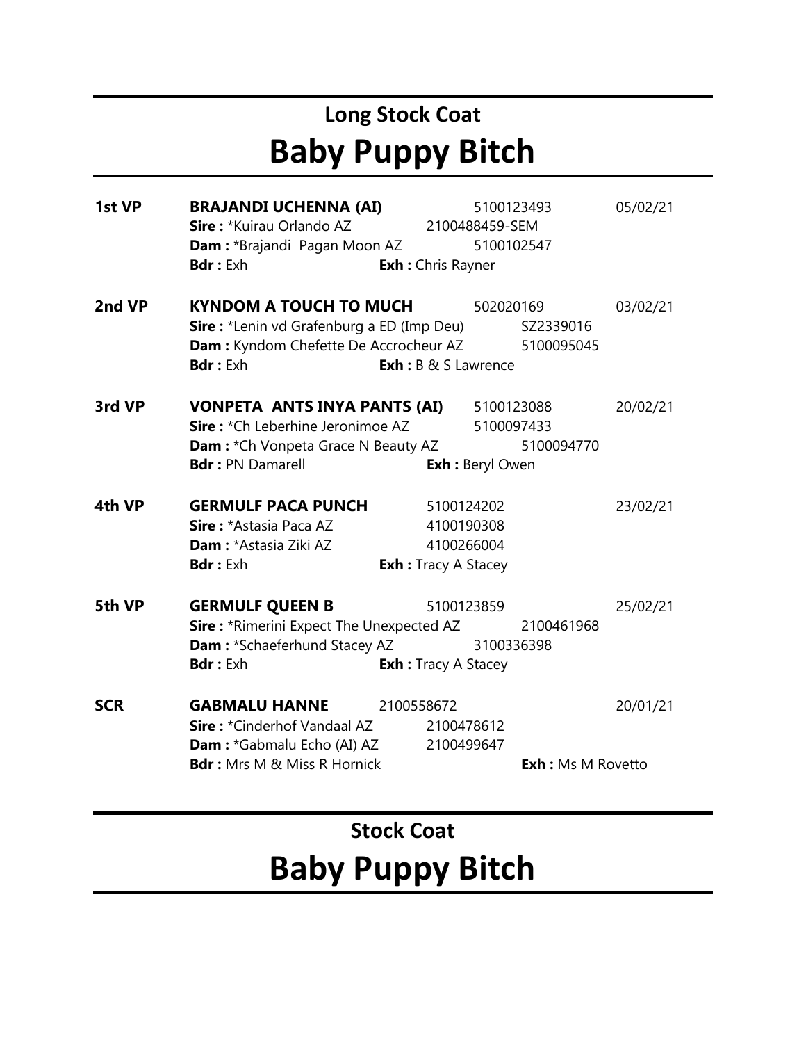## Long Stock Coat

# Baby Puppy Bitch

**1st VP** **BRAJANDI UCHENNA (AI)** 5100123493 05/02/21
**Sire :** *Kuirau Orlando AZ 2100488459-SEM
**Dam :** *Brajandi Pagan Moon AZ 5100102547
**Bdr :** Exh **Exh :** Chris Rayner

**2nd VP** **KYNDOM A TOUCH TO MUCH** 502020169 03/02/21
**Sire :** *Lenin vd Grafenburg a ED (Imp Deu) SZ2339016
**Dam :** Kyndom Chefette De Accrocheur AZ 5100095045
**Bdr :** Exh **Exh :** B & S Lawrence

**3rd VP** **VONPETA ANTS INYA PANTS (AI)** 5100123088 20/02/21
**Sire :** *Ch Leberhine Jeronimoe AZ 5100097433
**Dam :** *Ch Vonpeta Grace N Beauty AZ 5100094770
**Bdr :** PN Damarell **Exh :** Beryl Owen

**4th VP** **GERMULF PACA PUNCH** 5100124202 23/02/21
**Sire :** *Astasia Paca AZ 4100190308
**Dam :** *Astasia Ziki AZ 4100266004
**Bdr :** Exh **Exh :** Tracy A Stacey

**5th VP** **GERMULF QUEEN B** 5100123859 25/02/21
**Sire :** *Rimerini Expect The Unexpected AZ 2100461968
**Dam :** *Schaeferhund Stacey AZ 3100336398
**Bdr :** Exh **Exh :** Tracy A Stacey

**SCR** **GABMALU HANNE** 2100558672 20/01/21
**Sire :** *Cinderhof Vandaal AZ 2100478612
**Dam :** *Gabmalu Echo (AI) AZ 2100499647
**Bdr :** Mrs M & Miss R Hornick **Exh :** Ms M Rovetto

## Stock Coat

# Baby Puppy Bitch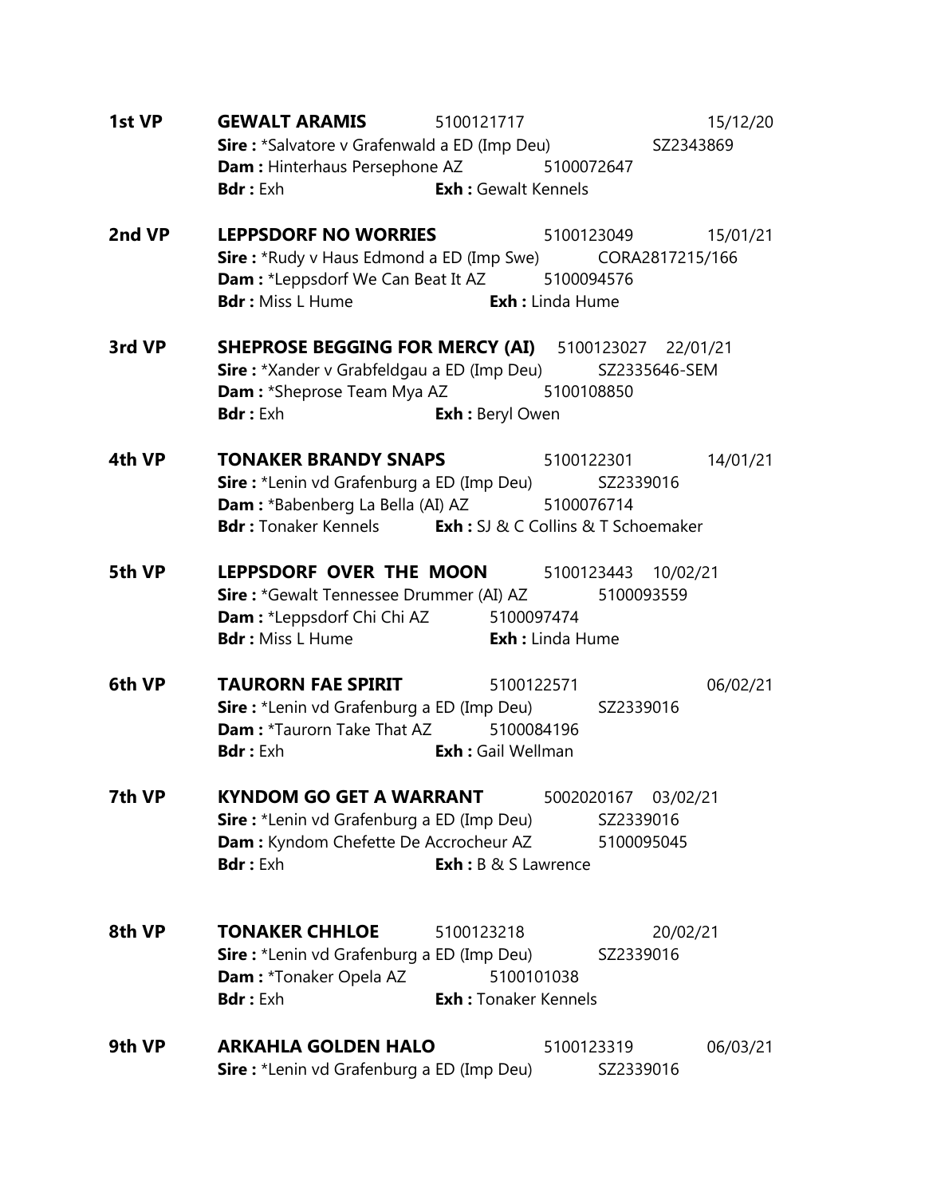**1st VP** **GEWALT ARAMIS** 5100121717 15/12/20
**Sire :** *Salvatore v Grafenwald a ED (Imp Deu) SZ2343869
**Dam :** Hinterhaus Persephone AZ 5100072647
**Bdr :** Exh **Exh :** Gewalt Kennels

**2nd VP** **LEPPSDORF NO WORRIES** 5100123049 15/01/21
**Sire :** *Rudy v Haus Edmond a ED (Imp Swe) CORA2817215/166
**Dam :** *Leppsdorf We Can Beat It AZ 5100094576
**Bdr :** Miss L Hume **Exh :** Linda Hume

**3rd VP** **SHEPROSE BEGGING FOR MERCY (AI)** 5100123027 22/01/21
**Sire :** *Xander v Grabfeldgau a ED (Imp Deu) SZ2335646-SEM
**Dam :** *Sheprose Team Mya AZ 5100108850
**Bdr :** Exh **Exh :** Beryl Owen

**4th VP** **TONAKER BRANDY SNAPS** 5100122301 14/01/21
**Sire :** *Lenin vd Grafenburg a ED (Imp Deu) SZ2339016
**Dam :** *Babenberg La Bella (AI) AZ 5100076714
**Bdr :** Tonaker Kennels **Exh :** SJ & C Collins & T Schoemaker

**5th VP** **LEPPSDORF OVER THE MOON** 5100123443 10/02/21
**Sire :** *Gewalt Tennessee Drummer (AI) AZ 5100093559
**Dam :** *Leppsdorf Chi Chi AZ 5100097474
**Bdr :** Miss L Hume **Exh :** Linda Hume

**6th VP** **TAURORN FAE SPIRIT** 5100122571 06/02/21
**Sire :** *Lenin vd Grafenburg a ED (Imp Deu) SZ2339016
**Dam :** *Taurorn Take That AZ 5100084196
**Bdr :** Exh **Exh :** Gail Wellman

**7th VP** **KYNDOM GO GET A WARRANT** 5002020167 03/02/21
**Sire :** *Lenin vd Grafenburg a ED (Imp Deu) SZ2339016
**Dam :** Kyndom Chefette De Accrocheur AZ 5100095045
**Bdr :** Exh **Exh :** B & S Lawrence

**8th VP** **TONAKER CHHLOE** 5100123218 20/02/21
**Sire :** *Lenin vd Grafenburg a ED (Imp Deu) SZ2339016
**Dam :** *Tonaker Opela AZ 5100101038
**Bdr :** Exh **Exh :** Tonaker Kennels

**9th VP** **ARKAHLA GOLDEN HALO** 5100123319 06/03/21
**Sire :** *Lenin vd Grafenburg a ED (Imp Deu) SZ2339016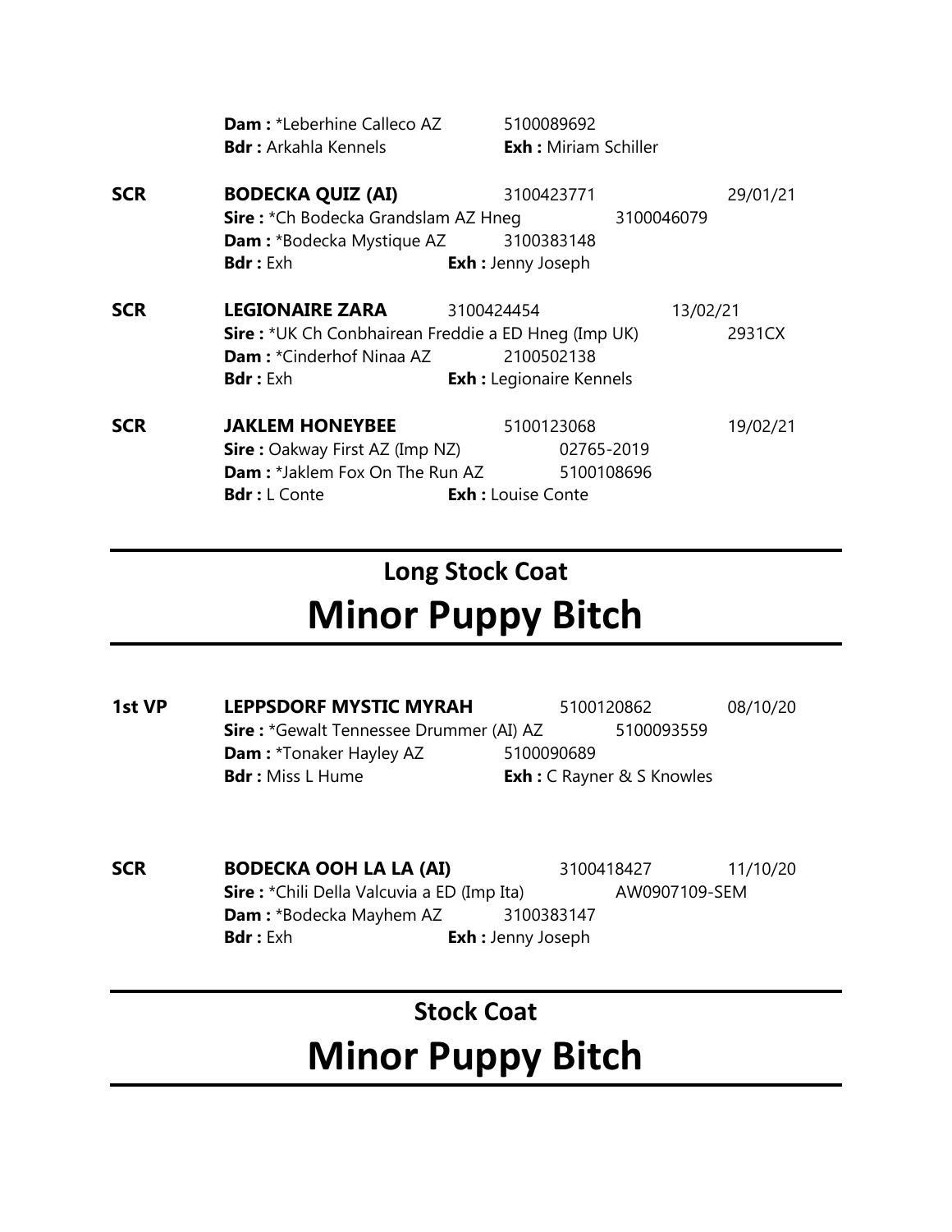**Dam :** *Leberhine Calleco AZ 5100089692
**Bdr :** Arkahla Kennels **Exh :** Miriam Schiller

**SCR** **BODECKA QUIZ (AI)** 3100423771 29/01/21
**Sire :** *Ch Bodecka Grandslam AZ Hneg 3100046079
**Dam :** *Bodecka Mystique AZ 3100383148
**Bdr :** Exh **Exh :** Jenny Joseph

**SCR** **LEGIONAIRE ZARA** 3100424454 13/02/21
**Sire :** *UK Ch Conbhairean Freddie a ED Hneg (Imp UK) 2931CX
**Dam :** *Cinderhof Ninaa AZ 2100502138
**Bdr :** Exh **Exh :** Legionaire Kennels

**SCR** **JAKLEM HONEYBEE** 5100123068 19/02/21
**Sire :** Oakway First AZ (Imp NZ) 02765-2019
**Dam :** *Jaklem Fox On The Run AZ 5100108696
**Bdr :** L Conte **Exh :** Louise Conte

## Long Stock Coat
# Minor Puppy Bitch

**1st VP** **LEPPSDORF MYSTIC MYRAH** 5100120862 08/10/20
**Sire :** *Gewalt Tennessee Drummer (AI) AZ 5100093559
**Dam :** *Tonaker Hayley AZ 5100090689
**Bdr :** Miss L Hume **Exh :** C Rayner & S Knowles

**SCR** **BODECKA OOH LA LA (AI)** 3100418427 11/10/20
**Sire :** *Chili Della Valcuvia a ED (Imp Ita) AW0907109-SEM
**Dam :** *Bodecka Mayhem AZ 3100383147
**Bdr :** Exh **Exh :** Jenny Joseph

## Stock Coat
# Minor Puppy Bitch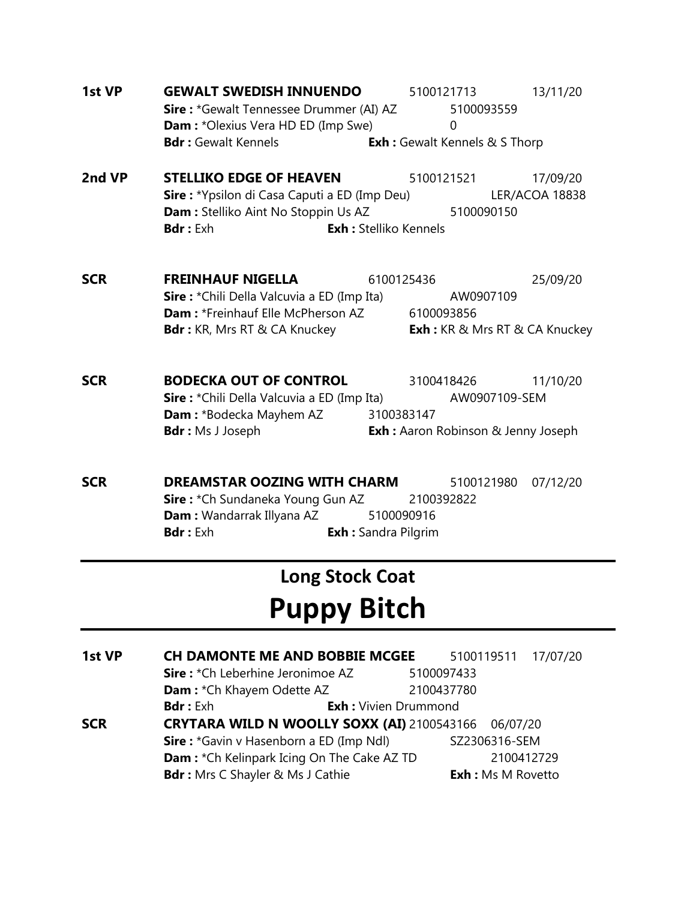**1st VP** **GEWALT SWEDISH INNUENDO** 5100121713 13/11/20
**Sire :** *Gewalt Tennessee Drummer (AI) AZ 5100093559
**Dam :** *Olexius Vera HD ED (Imp Swe) 0
**Bdr :** Gewalt Kennels **Exh :** Gewalt Kennels & S Thorp

**2nd VP** **STELLIKO EDGE OF HEAVEN** 5100121521 17/09/20
**Sire :** *Ypsilon di Casa Caputi a ED (Imp Deu) LER/ACOA 18838
**Dam :** Stelliko Aint No Stoppin Us AZ 5100090150
**Bdr :** Exh **Exh :** Stelliko Kennels

**SCR** **FREINHAUF NIGELLA** 6100125436 25/09/20
**Sire :** *Chili Della Valcuvia a ED (Imp Ita) AW0907109
**Dam :** *Freinhauf Elle McPherson AZ 6100093856
**Bdr :** KR, Mrs RT & CA Knuckey **Exh :** KR & Mrs RT & CA Knuckey

**SCR** **BODECKA OUT OF CONTROL** 3100418426 11/10/20
**Sire :** *Chili Della Valcuvia a ED (Imp Ita) AW0907109-SEM
**Dam :** *Bodecka Mayhem AZ 3100383147
**Bdr :** Ms J Joseph **Exh :** Aaron Robinson & Jenny Joseph

**SCR** **DREAMSTAR OOZING WITH CHARM** 5100121980 07/12/20
**Sire :** *Ch Sundaneka Young Gun AZ 2100392822
**Dam :** Wandarrak Illyana AZ 5100090916
**Bdr :** Exh **Exh :** Sandra Pilgrim

## Long Stock Coat

# Puppy Bitch

**1st VP** **CH DAMONTE ME AND BOBBIE MCGEE** 5100119511 17/07/20
**Sire :** *Ch Leberhine Jeronimoe AZ 5100097433
**Dam :** *Ch Khayem Odette AZ 2100437780
**Bdr :** Exh **Exh :** Vivien Drummond

**SCR** **CRYTARA WILD N WOOLLY SOXX (AI)** 2100543166 06/07/20
**Sire :** *Gavin v Hasenborn a ED (Imp Ndl) SZ2306316-SEM
**Dam :** *Ch Kelinpark Icing On The Cake AZ TD 2100412729
**Bdr :** Mrs C Shayler & Ms J Cathie **Exh :** Ms M Rovetto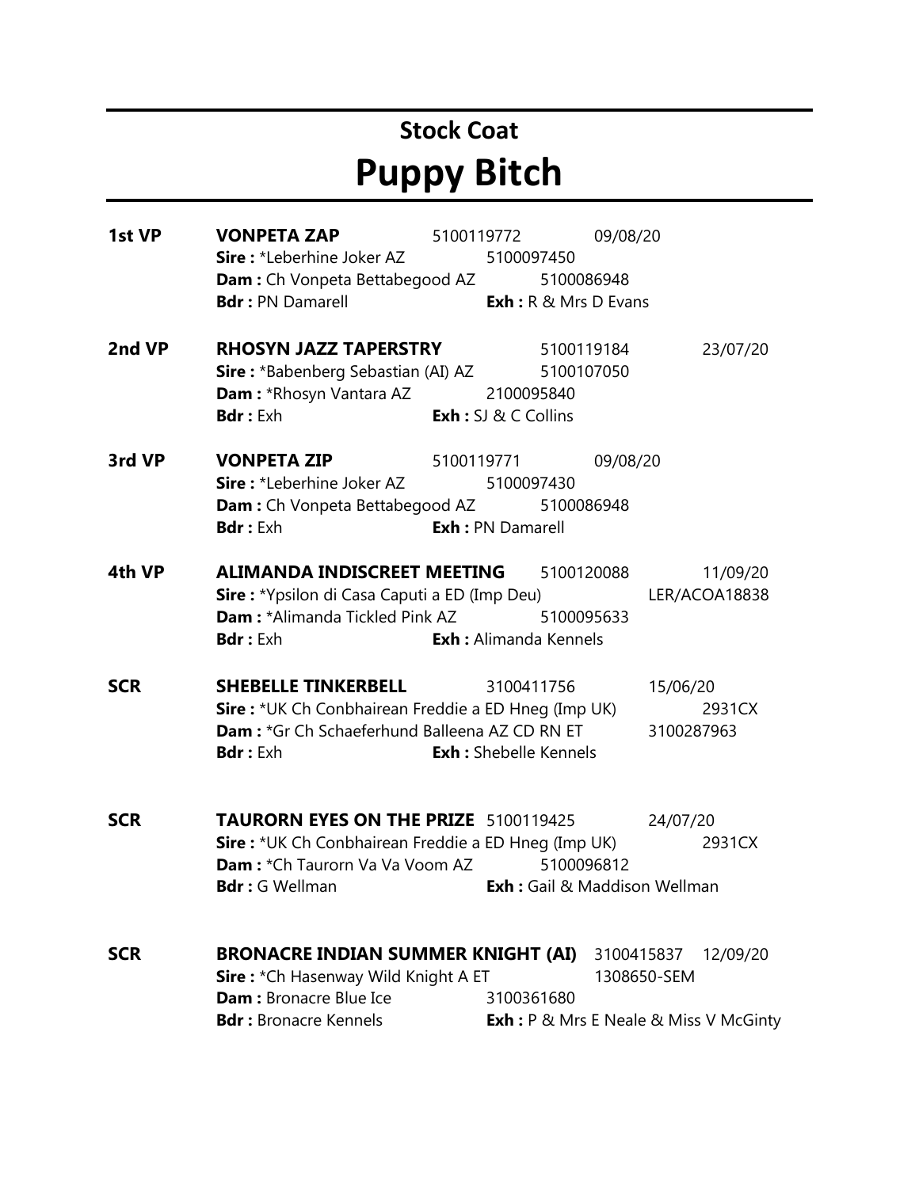## Stock Coat

# Puppy Bitch

**1st VP** **VONPETA ZAP** 5100119772 09/08/20
**Sire :** *Leberhine Joker AZ 5100097450
**Dam :** Ch Vonpeta Bettabegood AZ 5100086948
**Bdr :** PN Damarell **Exh :** R & Mrs D Evans

**2nd VP** **RHOSYN JAZZ TAPERSTRY** 5100119184 23/07/20
**Sire :** *Babenberg Sebastian (AI) AZ 5100107050
**Dam :** *Rhosyn Vantara AZ 2100095840
**Bdr :** Exh **Exh :** SJ & C Collins

**3rd VP** **VONPETA ZIP** 5100119771 09/08/20
**Sire :** *Leberhine Joker AZ 5100097430
**Dam :** Ch Vonpeta Bettabegood AZ 5100086948
**Bdr :** Exh **Exh :** PN Damarell

**4th VP** **ALIMANDA INDISCREET MEETING** 5100120088 11/09/20
**Sire :** *Ypsilon di Casa Caputi a ED (Imp Deu) LER/ACOA18838
**Dam :** *Alimanda Tickled Pink AZ 5100095633
**Bdr :** Exh **Exh :** Alimanda Kennels

**SCR** **SHEBELLE TINKERBELL** 3100411756 15/06/20
**Sire :** *UK Ch Conbhairean Freddie a ED Hneg (Imp UK) 2931CX
**Dam :** *Gr Ch Schaeferhund Balleena AZ CD RN ET 3100287963
**Bdr :** Exh **Exh :** Shebelle Kennels

**SCR** **TAURORN EYES ON THE PRIZE** 5100119425 24/07/20
**Sire :** *UK Ch Conbhairean Freddie a ED Hneg (Imp UK) 2931CX
**Dam :** *Ch Taurorn Va Va Voom AZ 5100096812
**Bdr :** G Wellman **Exh :** Gail & Maddison Wellman

**SCR** **BRONACRE INDIAN SUMMER KNIGHT (AI)** 3100415837 12/09/20
**Sire :** *Ch Hasenway Wild Knight A ET 1308650-SEM
**Dam :** Bronacre Blue Ice 3100361680
**Bdr :** Bronacre Kennels **Exh :** P & Mrs E Neale & Miss V McGinty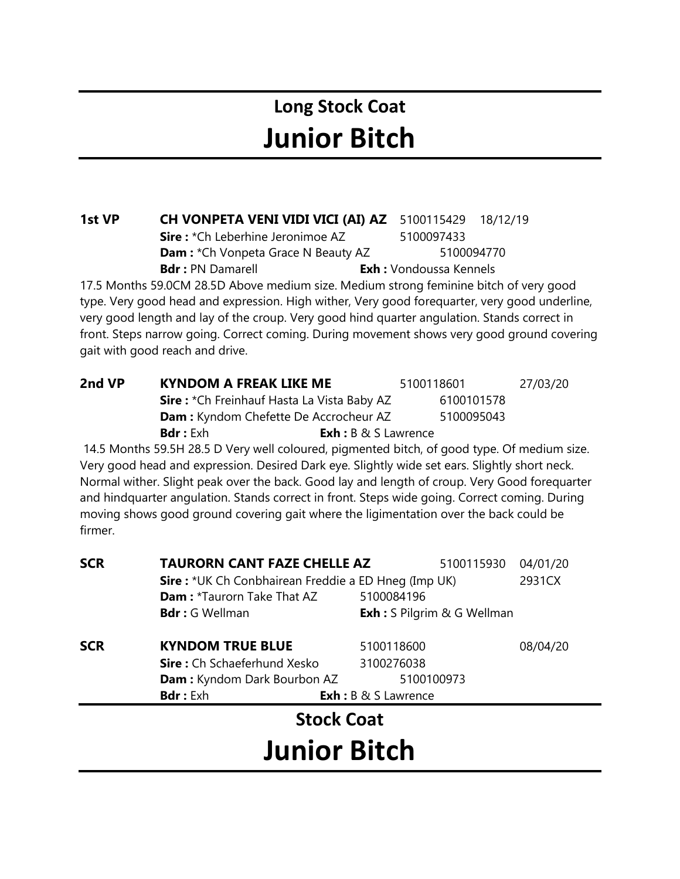# Long Stock Coat
# Junior Bitch

**1st VP** **CH VONPETA VENI VIDI VICI (AI) AZ** 5100115429 18/12/19
**Sire :** *Ch Leberhine Jeronimoe AZ 5100097433
**Dam :** *Ch Vonpeta Grace N Beauty AZ 5100094770
**Bdr :** PN Damarell **Exh :** Vondoussa Kennels

17.5 Months 59.0CM 28.5D Above medium size. Medium strong feminine bitch of very good type. Very good head and expression. High wither, Very good forequarter, very good underline, very good length and lay of the croup. Very good hind quarter angulation. Stands correct in front. Steps narrow going. Correct coming. During movement shows very good ground covering gait with good reach and drive.

**2nd VP** **KYNDOM A FREAK LIKE ME** 5100118601 27/03/20
**Sire :** *Ch Freinhauf Hasta La Vista Baby AZ 6100101578
**Dam :** Kyndom Chefette De Accrocheur AZ 5100095043
**Bdr :** Exh **Exh :** B & S Lawrence

14.5 Months 59.5H 28.5 D Very well coloured, pigmented bitch, of good type. Of medium size. Very good head and expression. Desired Dark eye. Slightly wide set ears. Slightly short neck. Normal wither. Slight peak over the back. Good lay and length of croup. Very Good forequarter and hindquarter angulation. Stands correct in front. Steps wide going. Correct coming. During moving shows good ground covering gait where the ligimentation over the back could be firmer.

**SCR** **TAURORN CANT FAZE CHELLE AZ** 5100115930 04/01/20
**Sire :** *UK Ch Conbhairean Freddie a ED Hneg (Imp UK) 2931CX
**Dam :** *Taurorn Take That AZ 5100084196
**Bdr :** G Wellman **Exh :** S Pilgrim & G Wellman

**SCR** **KYNDOM TRUE BLUE** 5100118600 08/04/20
**Sire :** Ch Schaeferhund Xesko 3100276038
**Dam :** Kyndom Dark Bourbon AZ 5100100973
**Bdr :** Exh **Exh :** B & S Lawrence

# Stock Coat
# Junior Bitch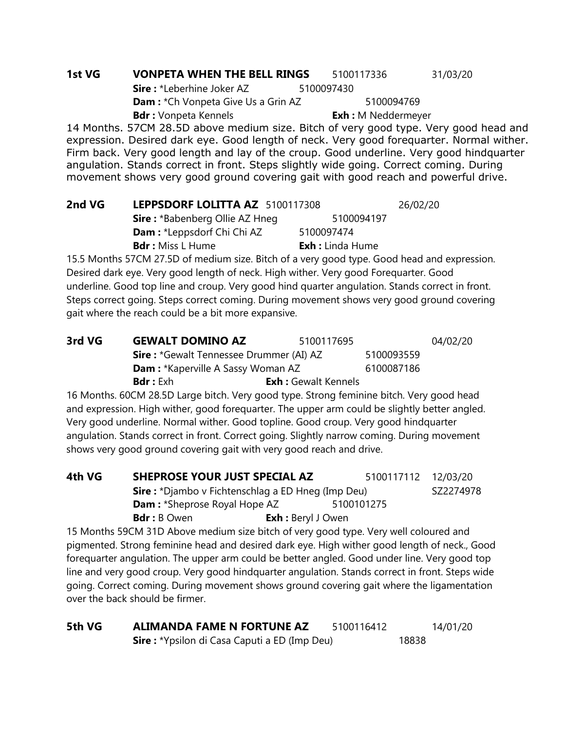**1st VG** **VONPETA WHEN THE BELL RINGS** 5100117336 31/03/20
**Sire :** *Leberhine Joker AZ 5100097430
**Dam :** *Ch Vonpeta Give Us a Grin AZ 5100094769
**Bdr :** Vonpeta Kennels **Exh :** M Neddermeyer

14 Months. 57CM 28.5D above medium size. Bitch of very good type. Very good head and expression. Desired dark eye. Good length of neck. Very good forequarter. Normal wither. Firm back. Very good length and lay of the croup. Good underline. Very good hindquarter angulation. Stands correct in front. Steps slightly wide going. Correct coming. During movement shows very good ground covering gait with good reach and powerful drive.

**2nd VG** **LEPPSDORF LOLITTA AZ** 5100117308 26/02/20
**Sire :** *Babenberg Ollie AZ Hneg 5100094197
**Dam :** *Leppsdorf Chi Chi AZ 5100097474
**Bdr :** Miss L Hume **Exh :** Linda Hume

15.5 Months 57CM 27.5D of medium size. Bitch of a very good type. Good head and expression. Desired dark eye. Very good length of neck. High wither. Very good Forequarter. Good underline. Good top line and croup. Very good hind quarter angulation. Stands correct in front. Steps correct going. Steps correct coming. During movement shows very good ground covering gait where the reach could be a bit more expansive.

**3rd VG** **GEWALT DOMINO AZ** 5100117695 04/02/20
**Sire :** *Gewalt Tennessee Drummer (AI) AZ 5100093559
**Dam :** *Kaperville A Sassy Woman AZ 6100087186
**Bdr :** Exh **Exh :** Gewalt Kennels

16 Months. 60CM 28.5D Large bitch. Very good type. Strong feminine bitch. Very good head and expression. High wither, good forequarter. The upper arm could be slightly better angled. Very good underline. Normal wither. Good topline. Good croup. Very good hindquarter angulation. Stands correct in front. Correct going. Slightly narrow coming. During movement shows very good ground covering gait with very good reach and drive.

**4th VG** **SHEPROSE YOUR JUST SPECIAL AZ** 5100117112 12/03/20
**Sire :** *Djambo v Fichtenschlag a ED Hneg (Imp Deu) SZ2274978
**Dam :** *Sheprose Royal Hope AZ 5100101275
**Bdr :** B Owen **Exh :** Beryl J Owen

15 Months 59CM 31D Above medium size bitch of very good type. Very well coloured and pigmented. Strong feminine head and desired dark eye. High wither good length of neck., Good forequarter angulation. The upper arm could be better angled. Good under line. Very good top line and very good croup. Very good hindquarter angulation. Stands correct in front. Steps wide going. Correct coming. During movement shows ground covering gait where the ligamentation over the back should be firmer.

**5th VG** **ALIMANDA FAME N FORTUNE AZ** 5100116412 14/01/20
**Sire :** *Ypsilon di Casa Caputi a ED (Imp Deu) 18838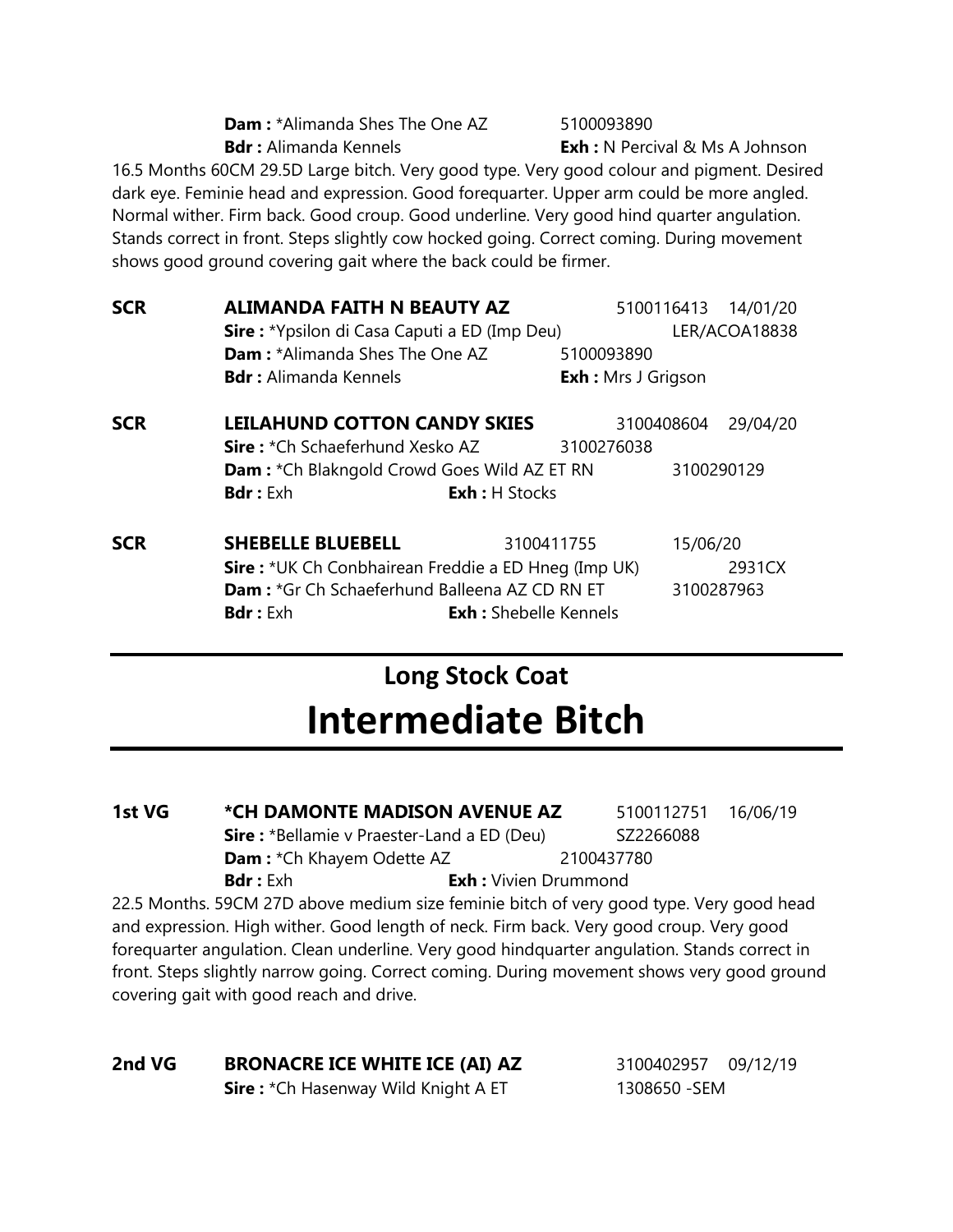**Dam :** *Alimanda Shes The One AZ 5100093890
**Bdr :** Alimanda Kennels **Exh :** N Percival & Ms A Johnson

16.5 Months 60CM 29.5D Large bitch. Very good type. Very good colour and pigment. Desired dark eye. Feminie head and expression. Good forequarter. Upper arm could be more angled. Normal wither. Firm back. Good croup. Good underline. Very good hind quarter angulation. Stands correct in front. Steps slightly cow hocked going. Correct coming. During movement shows good ground covering gait where the back could be firmer.

**SCR** **ALIMANDA FAITH N BEAUTY AZ** 5100116413 14/01/20
**Sire :** *Ypsilon di Casa Caputi a ED (Imp Deu) LER/ACOA18838
**Dam :** *Alimanda Shes The One AZ 5100093890
**Bdr :** Alimanda Kennels **Exh :** Mrs J Grigson

**SCR** **LEILAHUND COTTON CANDY SKIES** 3100408604 29/04/20
**Sire :** *Ch Schaeferhund Xesko AZ 3100276038
**Dam :** *Ch Blakngold Crowd Goes Wild AZ ET RN 3100290129
**Bdr :** Exh **Exh :** H Stocks

**SCR** **SHEBELLE BLUEBELL** 3100411755 15/06/20
**Sire :** *UK Ch Conbhairean Freddie a ED Hneg (Imp UK) 2931CX
**Dam :** *Gr Ch Schaeferhund Balleena AZ CD RN ET 3100287963
**Bdr :** Exh **Exh :** Shebelle Kennels

## Long Stock Coat

# Intermediate Bitch

**1st VG** **\*CH DAMONTE MADISON AVENUE AZ** 5100112751 16/06/19
**Sire :** *Bellamie v Praester-Land a ED (Deu) SZ2266088
**Dam :** *Ch Khayem Odette AZ 2100437780
**Bdr :** Exh **Exh :** Vivien Drummond

22.5 Months. 59CM 27D above medium size feminie bitch of very good type. Very good head and expression. High wither. Good length of neck. Firm back. Very good croup. Very good forequarter angulation. Clean underline. Very good hindquarter angulation. Stands correct in front. Steps slightly narrow going. Correct coming. During movement shows very good ground covering gait with good reach and drive.

**2nd VG** **BRONACRE ICE WHITE ICE (AI) AZ** 3100402957 09/12/19
**Sire :** *Ch Hasenway Wild Knight A ET 1308650 -SEM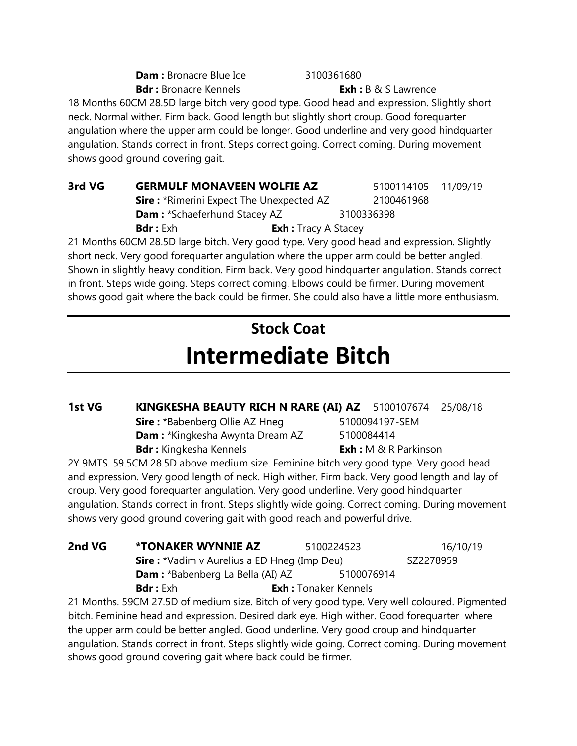**Dam :** Bronacre Blue Ice 3100361680
**Bdr :** Bronacre Kennels **Exh :** B & S Lawrence

18 Months 60CM 28.5D large bitch very good type. Good head and expression. Slightly short neck. Normal wither. Firm back. Good length but slightly short croup. Good forequarter angulation where the upper arm could be longer. Good underline and very good hindquarter angulation. Stands correct in front. Steps correct going. Correct coming. During movement shows good ground covering gait.

**3rd VG** **GERMULF MONAVEEN WOLFIE AZ** 5100114105 11/09/19
**Sire :** *Rimerini Expect The Unexpected AZ 2100461968
**Dam :** *Schaeferhund Stacey AZ 3100336398
**Bdr :** Exh **Exh :** Tracy A Stacey

21 Months 60CM 28.5D large bitch. Very good type. Very good head and expression. Slightly short neck. Very good forequarter angulation where the upper arm could be better angled. Shown in slightly heavy condition. Firm back. Very good hindquarter angulation. Stands correct in front. Steps wide going. Steps correct coming. Elbows could be firmer. During movement shows good gait where the back could be firmer. She could also have a little more enthusiasm.

## Stock Coat

# Intermediate Bitch

**1st VG** **KINGKESHA BEAUTY RICH N RARE (AI) AZ** 5100107674 25/08/18
**Sire :** *Babenberg Ollie AZ Hneg 5100094197-SEM
**Dam :** *Kingkesha Awynta Dream AZ 5100084414
**Bdr :** Kingkesha Kennels **Exh :** M & R Parkinson

2Y 9MTS. 59.5CM 28.5D above medium size. Feminine bitch very good type. Very good head and expression. Very good length of neck. High wither. Firm back. Very good length and lay of croup. Very good forequarter angulation. Very good underline. Very good hindquarter angulation. Stands correct in front. Steps slightly wide going. Correct coming. During movement shows very good ground covering gait with good reach and powerful drive.

**2nd VG** ***TONAKER WYNNIE AZ** 5100224523 16/10/19
**Sire :** *Vadim v Aurelius a ED Hneg (Imp Deu) SZ2278959
**Dam :** *Babenberg La Bella (AI) AZ 5100076914
**Bdr :** Exh **Exh :** Tonaker Kennels

21 Months. 59CM 27.5D of medium size. Bitch of very good type. Very well coloured. Pigmented bitch. Feminine head and expression. Desired dark eye. High wither. Good forequarter where the upper arm could be better angled. Good underline. Very good croup and hindquarter angulation. Stands correct in front. Steps slightly wide going. Correct coming. During movement shows good ground covering gait where back could be firmer.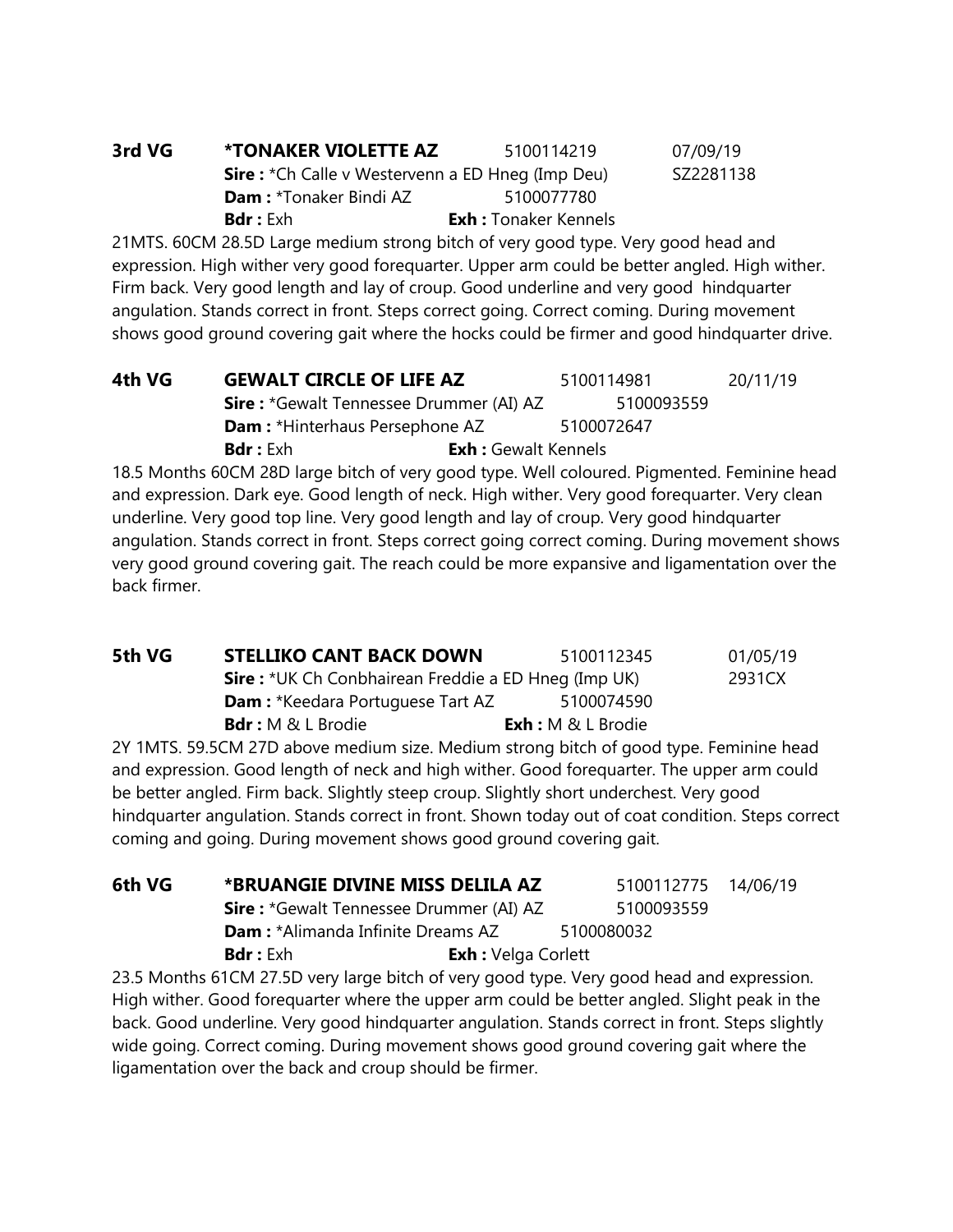**3rd VG** **\*TONAKER VIOLETTE AZ** 5100114219 07/09/19
**Sire :** \*Ch Calle v Westervenn a ED Hneg (Imp Deu) SZ2281138
**Dam :** \*Tonaker Bindi AZ 5100077780
**Bdr :** Exh **Exh :** Tonaker Kennels

21MTS. 60CM 28.5D Large medium strong bitch of very good type. Very good head and expression. High wither very good forequarter. Upper arm could be better angled. High wither. Firm back. Very good length and lay of croup. Good underline and very good hindquarter angulation. Stands correct in front. Steps correct going. Correct coming. During movement shows good ground covering gait where the hocks could be firmer and good hindquarter drive.

**4th VG** **GEWALT CIRCLE OF LIFE AZ** 5100114981 20/11/19
**Sire :** \*Gewalt Tennessee Drummer (AI) AZ 5100093559
**Dam :** \*Hinterhaus Persephone AZ 5100072647
**Bdr :** Exh **Exh :** Gewalt Kennels

18.5 Months 60CM 28D large bitch of very good type. Well coloured. Pigmented. Feminine head and expression. Dark eye. Good length of neck. High wither. Very good forequarter. Very clean underline. Very good top line. Very good length and lay of croup. Very good hindquarter angulation. Stands correct in front. Steps correct going correct coming. During movement shows very good ground covering gait. The reach could be more expansive and ligamentation over the back firmer.

**5th VG** **STELLIKO CANT BACK DOWN** 5100112345 01/05/19
**Sire :** \*UK Ch Conbhairean Freddie a ED Hneg (Imp UK) 2931CX
**Dam :** \*Keedara Portuguese Tart AZ 5100074590
**Bdr :** M & L Brodie **Exh :** M & L Brodie

2Y 1MTS. 59.5CM 27D above medium size. Medium strong bitch of good type. Feminine head and expression. Good length of neck and high wither. Good forequarter. The upper arm could be better angled. Firm back. Slightly steep croup. Slightly short underchest. Very good hindquarter angulation. Stands correct in front. Shown today out of coat condition. Steps correct coming and going. During movement shows good ground covering gait.

**6th VG** **\*BRUANGIE DIVINE MISS DELILA AZ** 5100112775 14/06/19
**Sire :** \*Gewalt Tennessee Drummer (AI) AZ 5100093559
**Dam :** \*Alimanda Infinite Dreams AZ 5100080032
**Bdr :** Exh **Exh :** Velga Corlett

23.5 Months 61CM 27.5D very large bitch of very good type. Very good head and expression. High wither. Good forequarter where the upper arm could be better angled. Slight peak in the back. Good underline. Very good hindquarter angulation. Stands correct in front. Steps slightly wide going. Correct coming. During movement shows good ground covering gait where the ligamentation over the back and croup should be firmer.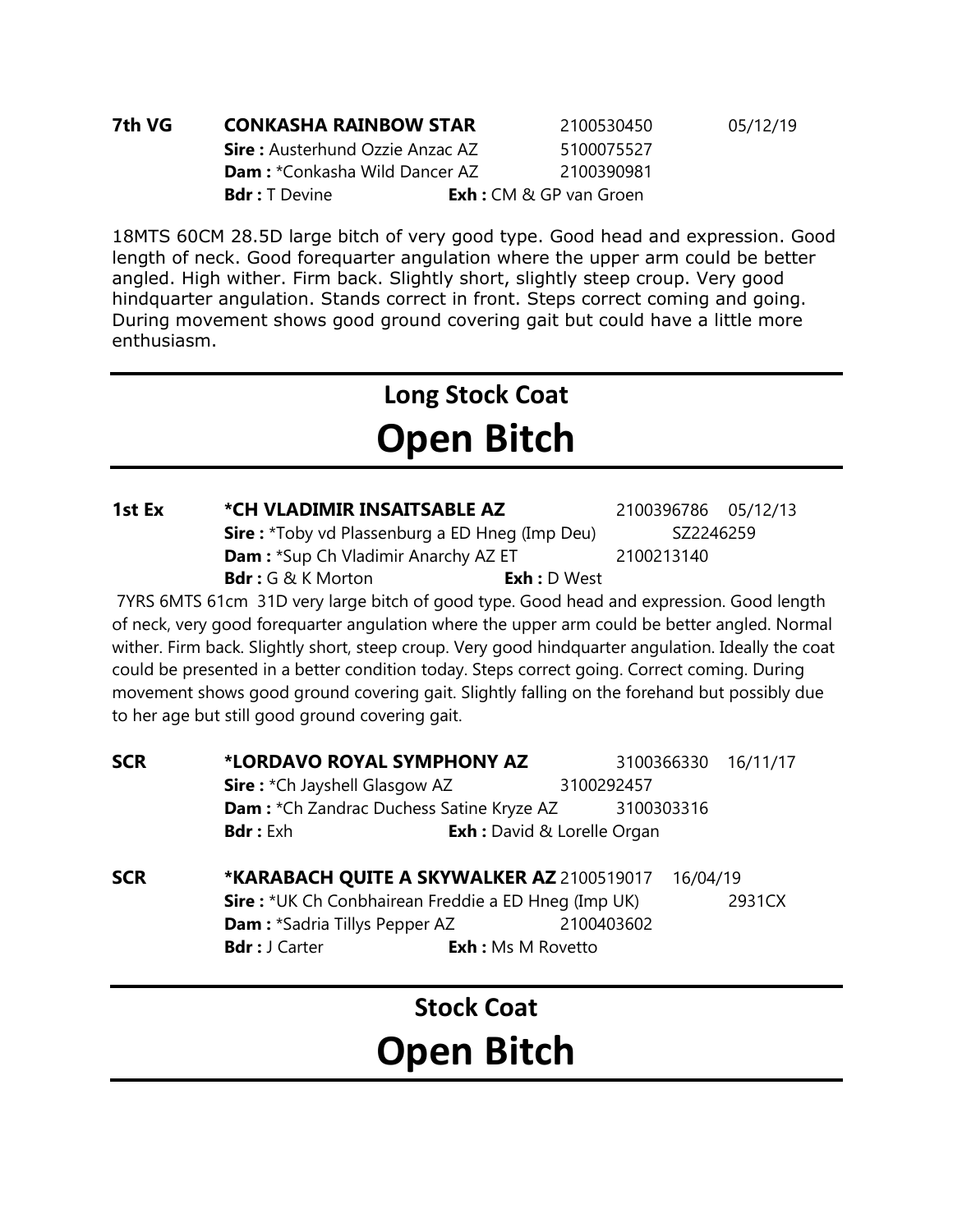**7th VG** **CONKASHA RAINBOW STAR** 2100530450 05/12/19
**Sire :** Austerhund Ozzie Anzac AZ 5100075527
**Dam :** *Conkasha Wild Dancer AZ 2100390981
**Bdr :** T Devine **Exh :** CM & GP van Groen

18MTS 60CM 28.5D large bitch of very good type. Good head and expression. Good length of neck. Good forequarter angulation where the upper arm could be better angled. High wither. Firm back. Slightly short, slightly steep croup. Very good hindquarter angulation. Stands correct in front. Steps correct coming and going. During movement shows good ground covering gait but could have a little more enthusiasm.

---

## Long Stock Coat

# Open Bitch

---

**1st Ex** **\*CH VLADIMIR INSAITSABLE AZ** 2100396786 05/12/13
**Sire :** *Toby vd Plassenburg a ED Hneg (Imp Deu) SZ2246259
**Dam :** *Sup Ch Vladimir Anarchy AZ ET 2100213140
**Bdr :** G & K Morton **Exh :** D West

7YRS 6MTS 61cm 31D very large bitch of good type. Good head and expression. Good length of neck, very good forequarter angulation where the upper arm could be better angled. Normal wither. Firm back. Slightly short, steep croup. Very good hindquarter angulation. Ideally the coat could be presented in a better condition today. Steps correct going. Correct coming. During movement shows good ground covering gait. Slightly falling on the forehand but possibly due to her age but still good ground covering gait.

**SCR** **\*LORDAVO ROYAL SYMPHONY AZ** 3100366330 16/11/17
**Sire :** *Ch Jayshell Glasgow AZ 3100292457
**Dam :** *Ch Zandrac Duchess Satine Kryze AZ 3100303316
**Bdr :** Exh **Exh :** David & Lorelle Organ

**SCR** **\*KARABACH QUITE A SKYWALKER AZ** 2100519017 16/04/19
**Sire :** *UK Ch Conbhairean Freddie a ED Hneg (Imp UK) 2931CX
**Dam :** *Sadria Tillys Pepper AZ 2100403602
**Bdr :** J Carter **Exh :** Ms M Rovetto

---

## Stock Coat

# Open Bitch

---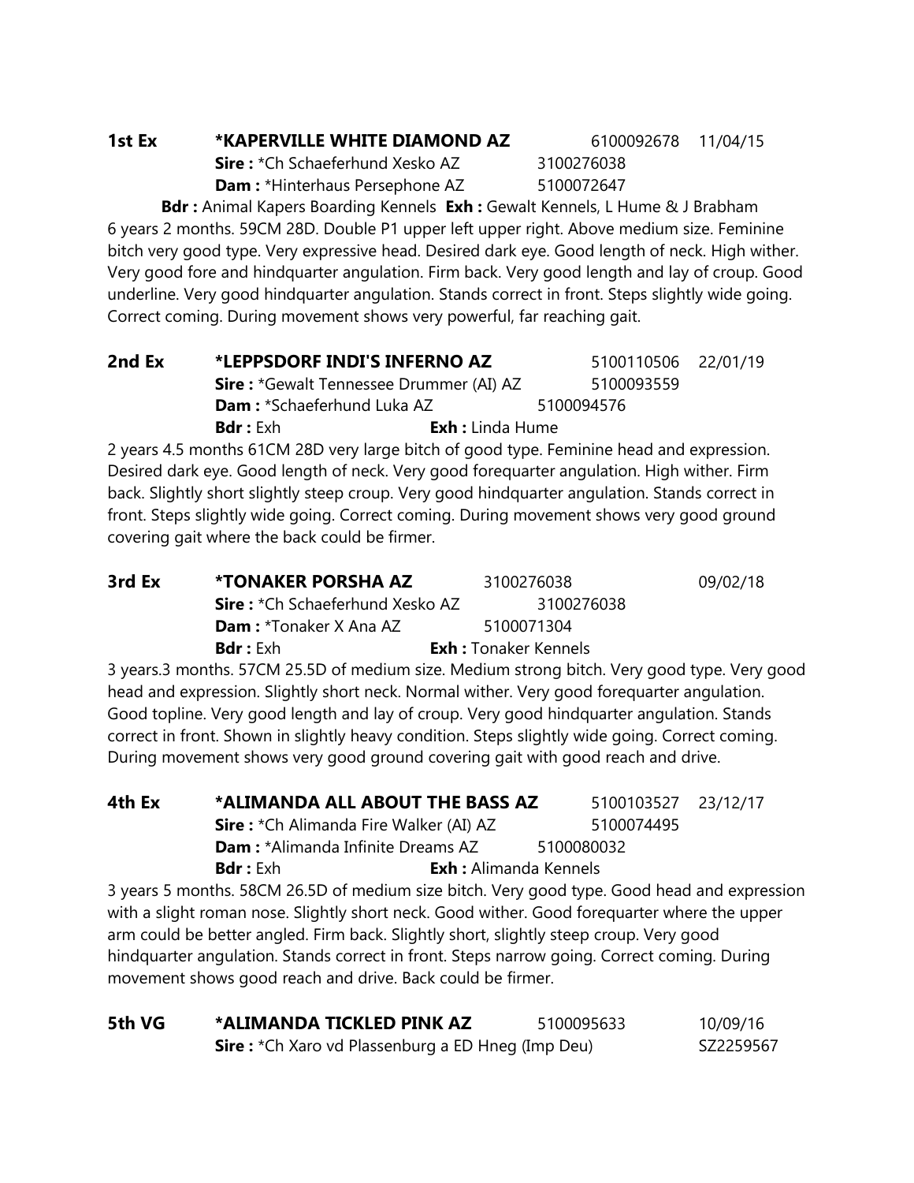**1st Ex** **\*KAPERVILLE WHITE DIAMOND AZ** 6100092678 11/04/15
**Sire :** \*Ch Schaeferhund Xesko AZ 3100276038
**Dam :** \*Hinterhaus Persephone AZ 5100072647
**Bdr :** Animal Kapers Boarding Kennels **Exh :** Gewalt Kennels, L Hume & J Brabham

6 years 2 months. 59CM 28D. Double P1 upper left upper right. Above medium size. Feminine bitch very good type. Very expressive head. Desired dark eye. Good length of neck. High wither. Very good fore and hindquarter angulation. Firm back. Very good length and lay of croup. Good underline. Very good hindquarter angulation. Stands correct in front. Steps slightly wide going. Correct coming. During movement shows very powerful, far reaching gait.

**2nd Ex** **\*LEPPSDORF INDI'S INFERNO AZ** 5100110506 22/01/19
**Sire :** \*Gewalt Tennessee Drummer (AI) AZ 5100093559
**Dam :** \*Schaeferhund Luka AZ 5100094576
**Bdr :** Exh **Exh :** Linda Hume

2 years 4.5 months 61CM 28D very large bitch of good type. Feminine head and expression. Desired dark eye. Good length of neck. Very good forequarter angulation. High wither. Firm back. Slightly short slightly steep croup. Very good hindquarter angulation. Stands correct in front. Steps slightly wide going. Correct coming. During movement shows very good ground covering gait where the back could be firmer.

**3rd Ex** **\*TONAKER PORSHA AZ** 3100276038 09/02/18
**Sire :** \*Ch Schaeferhund Xesko AZ 3100276038
**Dam :** \*Tonaker X Ana AZ 5100071304
**Bdr :** Exh **Exh :** Tonaker Kennels

3 years.3 months. 57CM 25.5D of medium size. Medium strong bitch. Very good type. Very good head and expression. Slightly short neck. Normal wither. Very good forequarter angulation. Good topline. Very good length and lay of croup. Very good hindquarter angulation. Stands correct in front. Shown in slightly heavy condition. Steps slightly wide going. Correct coming. During movement shows very good ground covering gait with good reach and drive.

**4th Ex** **\*ALIMANDA ALL ABOUT THE BASS AZ** 5100103527 23/12/17
**Sire :** \*Ch Alimanda Fire Walker (AI) AZ 5100074495
**Dam :** \*Alimanda Infinite Dreams AZ 5100080032
**Bdr :** Exh **Exh :** Alimanda Kennels

3 years 5 months. 58CM 26.5D of medium size bitch. Very good type. Good head and expression with a slight roman nose. Slightly short neck. Good wither. Good forequarter where the upper arm could be better angled. Firm back. Slightly short, slightly steep croup. Very good hindquarter angulation. Stands correct in front. Steps narrow going. Correct coming. During movement shows good reach and drive. Back could be firmer.

**5th VG** **\*ALIMANDA TICKLED PINK AZ** 5100095633 10/09/16
**Sire :** \*Ch Xaro vd Plassenburg a ED Hneg (Imp Deu) SZ2259567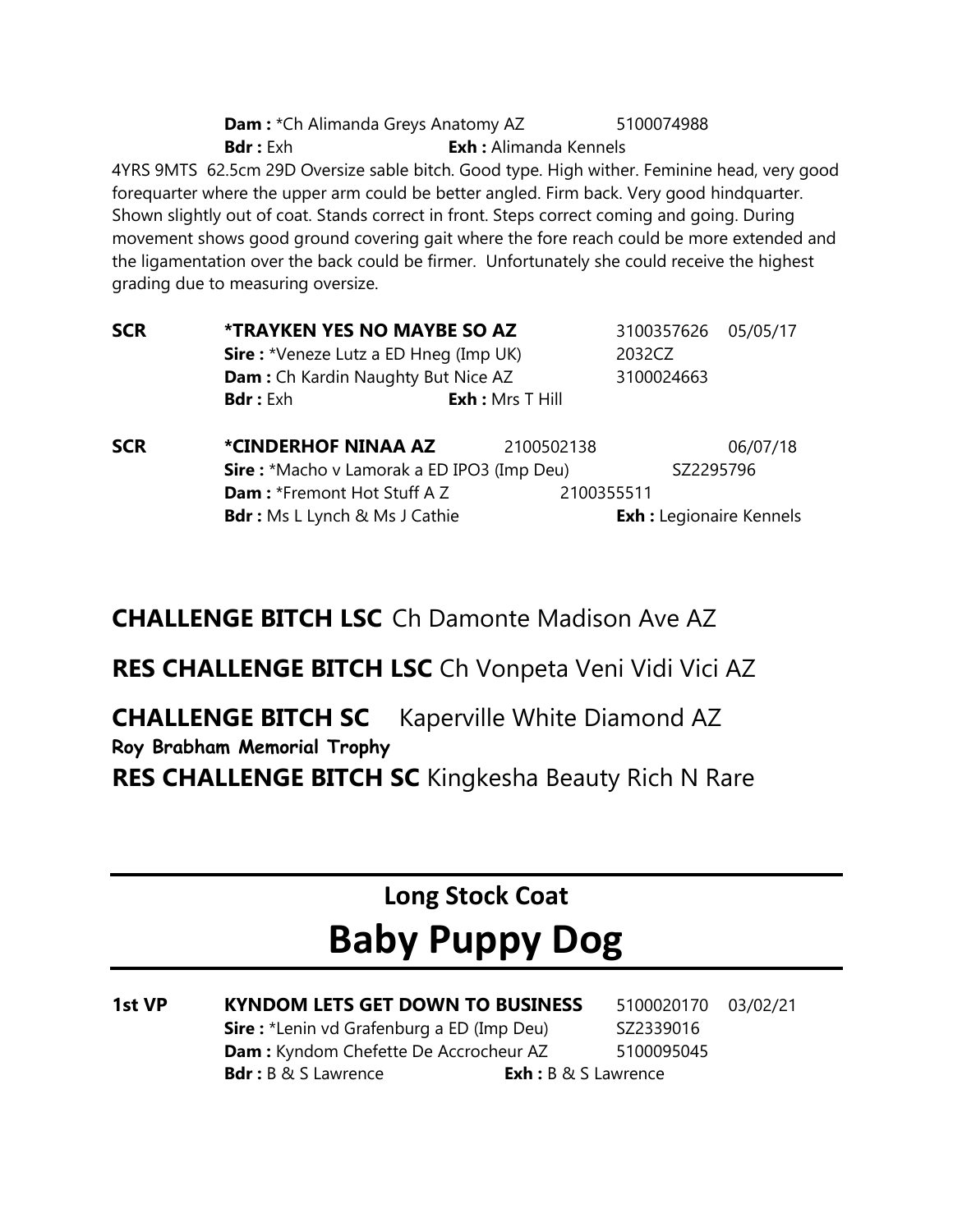**Dam :** *Ch Alimanda Greys Anatomy AZ 5100074988
**Bdr :** Exh **Exh :** Alimanda Kennels

4YRS 9MTS 62.5cm 29D Oversize sable bitch. Good type. High wither. Feminine head, very good forequarter where the upper arm could be better angled. Firm back. Very good hindquarter. Shown slightly out of coat. Stands correct in front. Steps correct coming and going. During movement shows good ground covering gait where the fore reach could be more extended and the ligamentation over the back could be firmer. Unfortunately she could receive the highest grading due to measuring oversize.

**SCR** **\*TRAYKEN YES NO MAYBE SO AZ** 3100357626 05/05/17
**Sire :** *Veneze Lutz a ED Hneg (Imp UK) 2032CZ
**Dam :** Ch Kardin Naughty But Nice AZ 3100024663
**Bdr :** Exh **Exh :** Mrs T Hill

**SCR** **\*CINDERHOF NINAA AZ** 2100502138 06/07/18
**Sire :** *Macho v Lamorak a ED IPO3 (Imp Deu) SZ2295796
**Dam :** *Fremont Hot Stuff A Z 2100355511
**Bdr :** Ms L Lynch & Ms J Cathie **Exh :** Legionaire Kennels

## CHALLENGE BITCH LSC Ch Damonte Madison Ave AZ

## RES CHALLENGE BITCH LSC Ch Vonpeta Veni Vidi Vici AZ

## CHALLENGE BITCH SC Kaperville White Diamond AZ

**Roy Brabham Memorial Trophy**

## RES CHALLENGE BITCH SC Kingkesha Beauty Rich N Rare

## Long Stock Coat

# Baby Puppy Dog

**1st VP** **KYNDOM LETS GET DOWN TO BUSINESS** 5100020170 03/02/21
**Sire :** *Lenin vd Grafenburg a ED (Imp Deu) SZ2339016
**Dam :** Kyndom Chefette De Accrocheur AZ 5100095045
**Bdr :** B & S Lawrence **Exh :** B & S Lawrence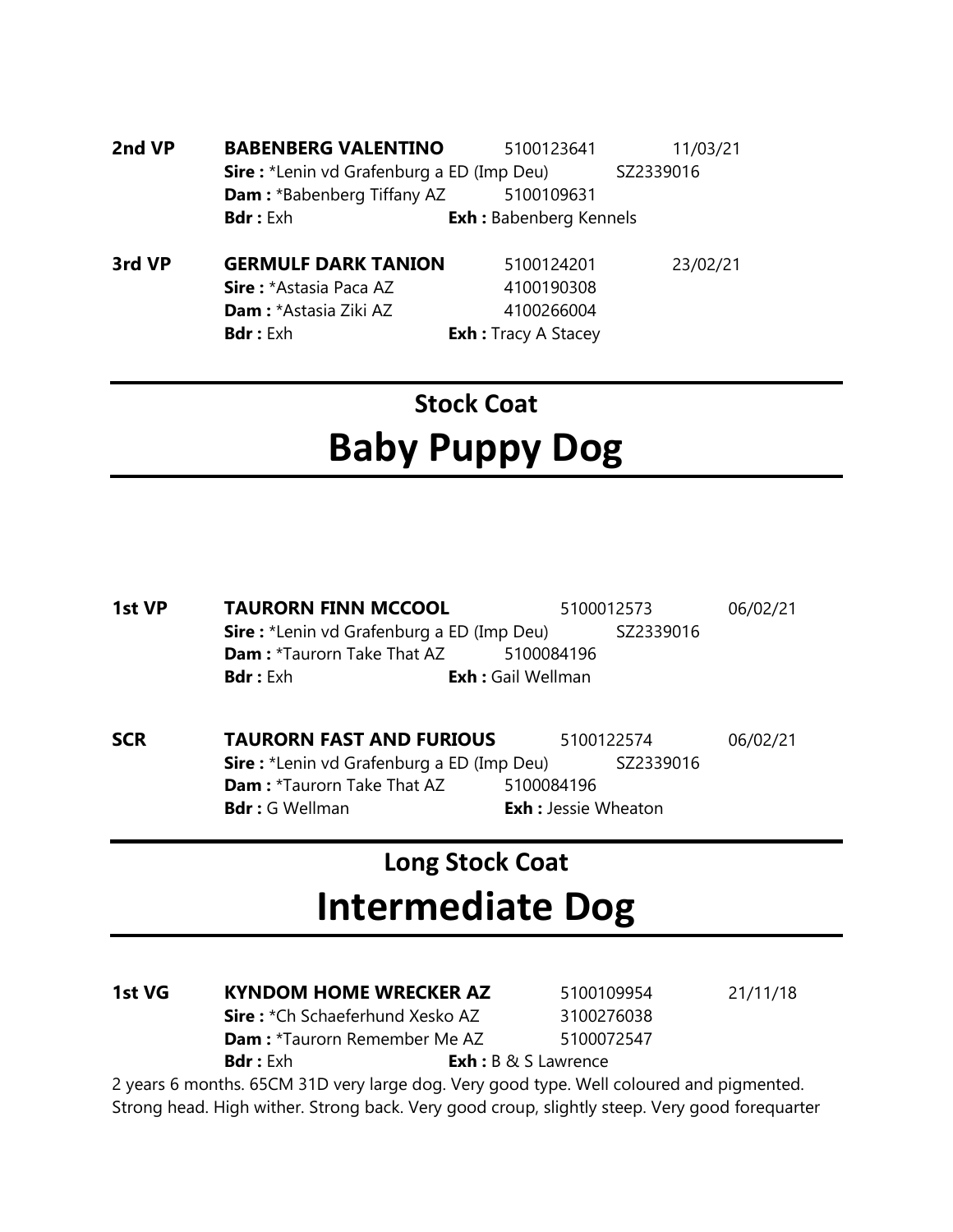**2nd VP** **BABENBERG VALENTINO** 5100123641 11/03/21
**Sire :** *Lenin vd Grafenburg a ED (Imp Deu) SZ2339016
**Dam :** *Babenberg Tiffany AZ 5100109631
**Bdr :** Exh **Exh :** Babenberg Kennels

**3rd VP** **GERMULF DARK TANION** 5100124201 23/02/21
**Sire :** *Astasia Paca AZ 4100190308
**Dam :** *Astasia Ziki AZ 4100266004
**Bdr :** Exh **Exh :** Tracy A Stacey

## Stock Coat

# Baby Puppy Dog

**1st VP** **TAURORN FINN MCCOOL** 5100012573 06/02/21
**Sire :** *Lenin vd Grafenburg a ED (Imp Deu) SZ2339016
**Dam :** *Taurorn Take That AZ 5100084196
**Bdr :** Exh **Exh :** Gail Wellman

**SCR** **TAURORN FAST AND FURIOUS** 5100122574 06/02/21
**Sire :** *Lenin vd Grafenburg a ED (Imp Deu) SZ2339016
**Dam :** *Taurorn Take That AZ 5100084196
**Bdr :** G Wellman **Exh :** Jessie Wheaton

## Long Stock Coat

# Intermediate Dog

**1st VG** **KYNDOM HOME WRECKER AZ** 5100109954 21/11/18
**Sire :** *Ch Schaeferhund Xesko AZ 3100276038
**Dam :** *Taurorn Remember Me AZ 5100072547
**Bdr :** Exh **Exh :** B & S Lawrence

2 years 6 months. 65CM 31D very large dog. Very good type. Well coloured and pigmented. Strong head. High wither. Strong back. Very good croup, slightly steep. Very good forequarter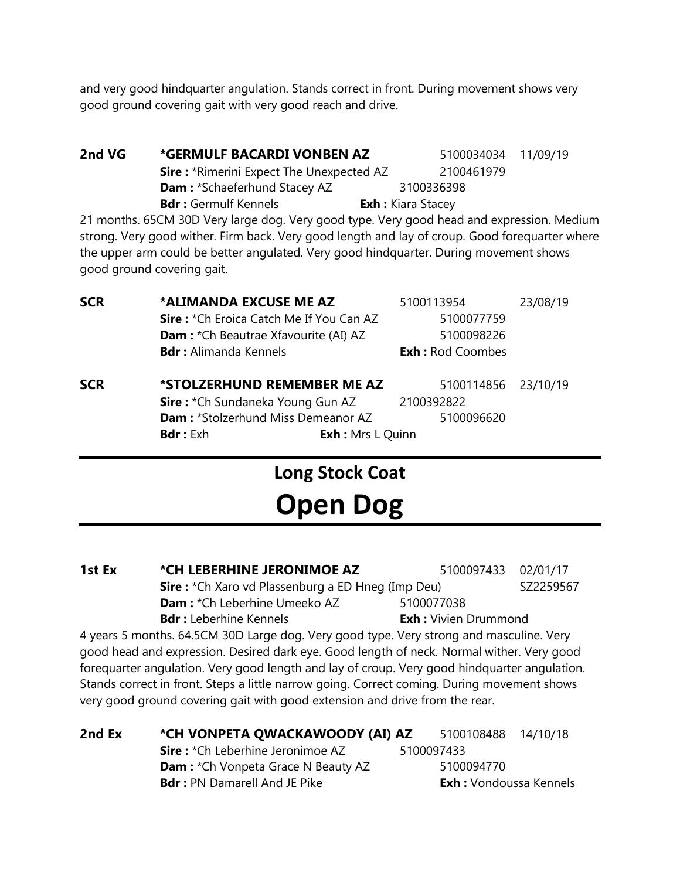and very good hindquarter angulation. Stands correct in front. During movement shows very good ground covering gait with very good reach and drive.

**2nd VG** **\*GERMULF BACARDI VONBEN AZ** 5100034034 11/09/19
**Sire :** \*Rimerini Expect The Unexpected AZ 2100461979
**Dam :** \*Schaeferhund Stacey AZ 3100336398
**Bdr :** Germulf Kennels **Exh :** Kiara Stacey

21 months. 65CM 30D Very large dog. Very good type. Very good head and expression. Medium strong. Very good wither. Firm back. Very good length and lay of croup. Good forequarter where the upper arm could be better angulated. Very good hindquarter. During movement shows good ground covering gait.

**SCR** **\*ALIMANDA EXCUSE ME AZ** 5100113954 23/08/19
**Sire :** \*Ch Eroica Catch Me If You Can AZ 5100077759
**Dam :** \*Ch Beautrae Xfavourite (AI) AZ 5100098226
**Bdr :** Alimanda Kennels **Exh :** Rod Coombes

**SCR** **\*STOLZERHUND REMEMBER ME AZ** 5100114856 23/10/19
**Sire :** \*Ch Sundaneka Young Gun AZ 2100392822
**Dam :** \*Stolzerhund Miss Demeanor AZ 5100096620
**Bdr :** Exh **Exh :** Mrs L Quinn

## Long Stock Coat

# Open Dog

**1st Ex** **\*CH LEBERHINE JERONIMOE AZ** 5100097433 02/01/17
**Sire :** \*Ch Xaro vd Plassenburg a ED Hneg (Imp Deu) SZ2259567
**Dam :** \*Ch Leberhine Umeeko AZ 5100077038
**Bdr :** Leberhine Kennels **Exh :** Vivien Drummond

4 years 5 months. 64.5CM 30D Large dog. Very good type. Very strong and masculine. Very good head and expression. Desired dark eye. Good length of neck. Normal wither. Very good forequarter angulation. Very good length and lay of croup. Very good hindquarter angulation. Stands correct in front. Steps a little narrow going. Correct coming. During movement shows very good ground covering gait with good extension and drive from the rear.

**2nd Ex** **\*CH VONPETA QWACKAWOODY (AI) AZ** 5100108488 14/10/18
**Sire :** \*Ch Leberhine Jeronimoe AZ 5100097433
**Dam :** \*Ch Vonpeta Grace N Beauty AZ 5100094770
**Bdr :** PN Damarell And JE Pike **Exh :** Vondoussa Kennels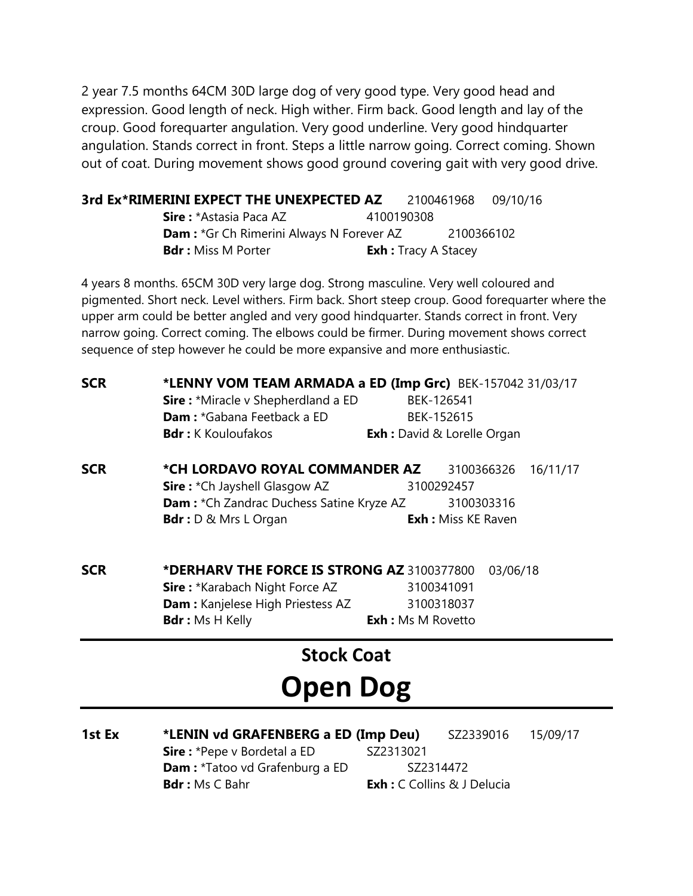2 year 7.5 months 64CM 30D large dog of very good type. Very good head and expression. Good length of neck. High wither. Firm back. Good length and lay of the croup. Good forequarter angulation. Very good underline. Very good hindquarter angulation. Stands correct in front. Steps a little narrow going. Correct coming. Shown out of coat. During movement shows good ground covering gait with very good drive.

**3rd Ex*RIMERINI EXPECT THE UNEXPECTED AZ** 2100461968 09/10/16
**Sire :** *Astasia Paca AZ 4100190308
**Dam :** *Gr Ch Rimerini Always N Forever AZ 2100366102
**Bdr :** Miss M Porter **Exh :** Tracy A Stacey

4 years 8 months. 65CM 30D very large dog. Strong masculine. Very well coloured and pigmented. Short neck. Level withers. Firm back. Short steep croup. Good forequarter where the upper arm could be better angled and very good hindquarter. Stands correct in front. Very narrow going. Correct coming. The elbows could be firmer. During movement shows correct sequence of step however he could be more expansive and more enthusiastic.

**SCR** **\*LENNY VOM TEAM ARMADA a ED (Imp Grc)** BEK-157042 31/03/17
**Sire :** *Miracle v Shepherdland a ED BEK-126541
**Dam :** *Gabana Feetback a ED BEK-152615
**Bdr :** K Kouloufakos **Exh :** David & Lorelle Organ

**SCR** **\*CH LORDAVO ROYAL COMMANDER AZ** 3100366326 16/11/17
**Sire :** *Ch Jayshell Glasgow AZ 3100292457
**Dam :** *Ch Zandrac Duchess Satine Kryze AZ 3100303316
**Bdr :** D & Mrs L Organ **Exh :** Miss KE Raven

**SCR** **\*DERHARV THE FORCE IS STRONG AZ** 3100377800 03/06/18
**Sire :** *Karabach Night Force AZ 3100341091
**Dam :** Kanjelese High Priestess AZ 3100318037
**Bdr :** Ms H Kelly **Exh :** Ms M Rovetto

## Stock Coat

# Open Dog

**1st Ex** **\*LENIN vd GRAFENBERG a ED (Imp Deu)** SZ2339016 15/09/17
**Sire :** *Pepe v Bordetal a ED SZ2313021
**Dam :** *Tatoo vd Grafenburg a ED SZ2314472
**Bdr :** Ms C Bahr **Exh :** C Collins & J Delucia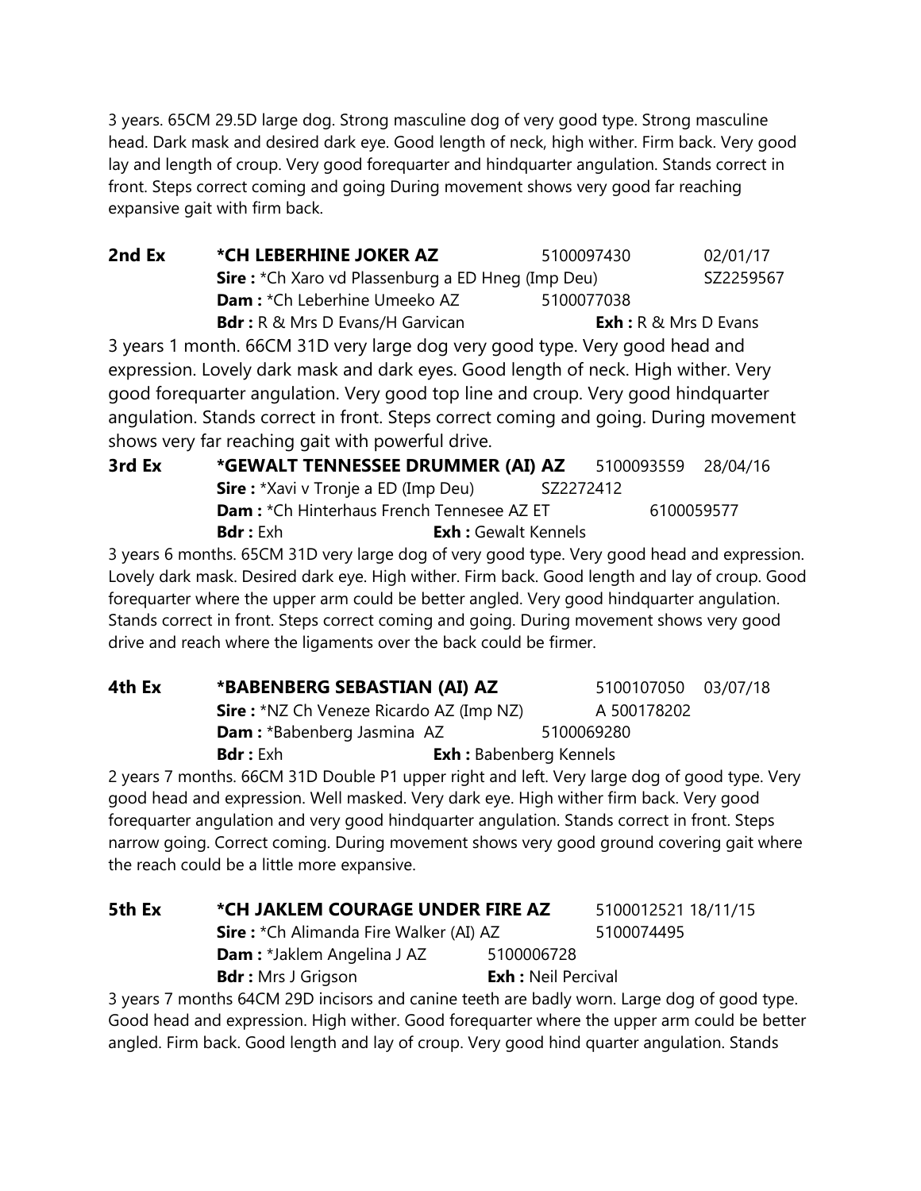3 years. 65CM 29.5D large dog. Strong masculine dog of very good type. Strong masculine head. Dark mask and desired dark eye. Good length of neck, high wither. Firm back. Very good lay and length of croup. Very good forequarter and hindquarter angulation. Stands correct in front. Steps correct coming and going During movement shows very good far reaching expansive gait with firm back.

**2nd Ex** **\*CH LEBERHINE JOKER AZ** 5100097430 02/01/17
**Sire :** \*Ch Xaro vd Plassenburg a ED Hneg (Imp Deu) SZ2259567
**Dam :** \*Ch Leberhine Umeeko AZ 5100077038
**Bdr :** R & Mrs D Evans/H Garvican **Exh :** R & Mrs D Evans

3 years 1 month. 66CM 31D very large dog very good type. Very good head and expression. Lovely dark mask and dark eyes. Good length of neck. High wither. Very good forequarter angulation. Very good top line and croup. Very good hindquarter angulation. Stands correct in front. Steps correct coming and going. During movement shows very far reaching gait with powerful drive.

**3rd Ex** **\*GEWALT TENNESSEE DRUMMER (AI) AZ** 5100093559 28/04/16
**Sire :** \*Xavi v Tronje a ED (Imp Deu) SZ2272412
**Dam :** \*Ch Hinterhaus French Tennesee AZ ET 6100059577
**Bdr :** Exh **Exh :** Gewalt Kennels

3 years 6 months. 65CM 31D very large dog of very good type. Very good head and expression. Lovely dark mask. Desired dark eye. High wither. Firm back. Good length and lay of croup. Good forequarter where the upper arm could be better angled. Very good hindquarter angulation. Stands correct in front. Steps correct coming and going. During movement shows very good drive and reach where the ligaments over the back could be firmer.

**4th Ex** **\*BABENBERG SEBASTIAN (AI) AZ** 5100107050 03/07/18
**Sire :** \*NZ Ch Veneze Ricardo AZ (Imp NZ) A 500178202
**Dam :** \*Babenberg Jasmina AZ 5100069280
**Bdr :** Exh **Exh :** Babenberg Kennels

2 years 7 months. 66CM 31D Double P1 upper right and left. Very large dog of good type. Very good head and expression. Well masked. Very dark eye. High wither firm back. Very good forequarter angulation and very good hindquarter angulation. Stands correct in front. Steps narrow going. Correct coming. During movement shows very good ground covering gait where the reach could be a little more expansive.

**5th Ex** **\*CH JAKLEM COURAGE UNDER FIRE AZ** 5100012521 18/11/15
**Sire :** \*Ch Alimanda Fire Walker (AI) AZ 5100074495
**Dam :** \*Jaklem Angelina J AZ 5100006728
**Bdr :** Mrs J Grigson **Exh :** Neil Percival

3 years 7 months 64CM 29D incisors and canine teeth are badly worn. Large dog of good type. Good head and expression. High wither. Good forequarter where the upper arm could be better angled. Firm back. Good length and lay of croup. Very good hind quarter angulation. Stands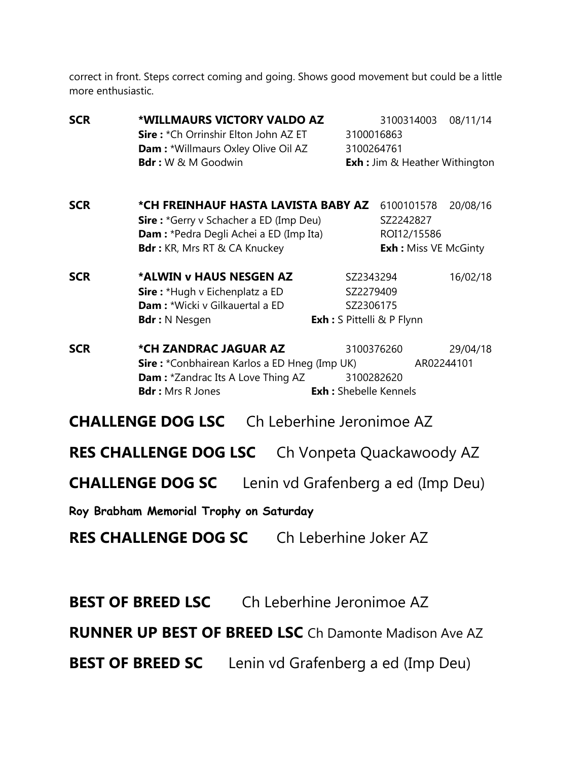correct in front. Steps correct coming and going. Shows good movement but could be a little more enthusiastic.

**SCR** **\*WILLMAURS VICTORY VALDO AZ** 3100314003 08/11/14
**Sire :** \*Ch Orrinshir Elton John AZ ET 3100016863
**Dam :** \*Willmaurs Oxley Olive Oil AZ 3100264761
**Bdr :** W & M Goodwin **Exh :** Jim & Heather Withington

**SCR** **\*CH FREINHAUF HASTA LAVISTA BABY AZ** 6100101578 20/08/16
**Sire :** \*Gerry v Schacher a ED (Imp Deu) SZ2242827
**Dam :** \*Pedra Degli Achei a ED (Imp Ita) ROI12/15586
**Bdr :** KR, Mrs RT & CA Knuckey **Exh :** Miss VE McGinty

**SCR** **\*ALWIN v HAUS NESGEN AZ** SZ2343294 16/02/18
**Sire :** \*Hugh v Eichenplatz a ED SZ2279409
**Dam :** \*Wicki v Gilkauertal a ED SZ2306175
**Bdr :** N Nesgen **Exh :** S Pittelli & P Flynn

**SCR** **\*CH ZANDRAC JAGUAR AZ** 3100376260 29/04/18
**Sire :** \*Conbhairean Karlos a ED Hneg (Imp UK) AR02244101
**Dam :** \*Zandrac Its A Love Thing AZ 3100282620
**Bdr :** Mrs R Jones **Exh :** Shebelle Kennels

## **CHALLENGE DOG LSC** Ch Leberhine Jeronimoe AZ

## **RES CHALLENGE DOG LSC** Ch Vonpeta Quackawoody AZ

## **CHALLENGE DOG SC** Lenin vd Grafenberg a ed (Imp Deu)

**Roy Brabham Memorial Trophy on Saturday**

## **RES CHALLENGE DOG SC** Ch Leberhine Joker AZ

## **BEST OF BREED LSC** Ch Leberhine Jeronimoe AZ

## **RUNNER UP BEST OF BREED LSC** Ch Damonte Madison Ave AZ

## **BEST OF BREED SC** Lenin vd Grafenberg a ed (Imp Deu)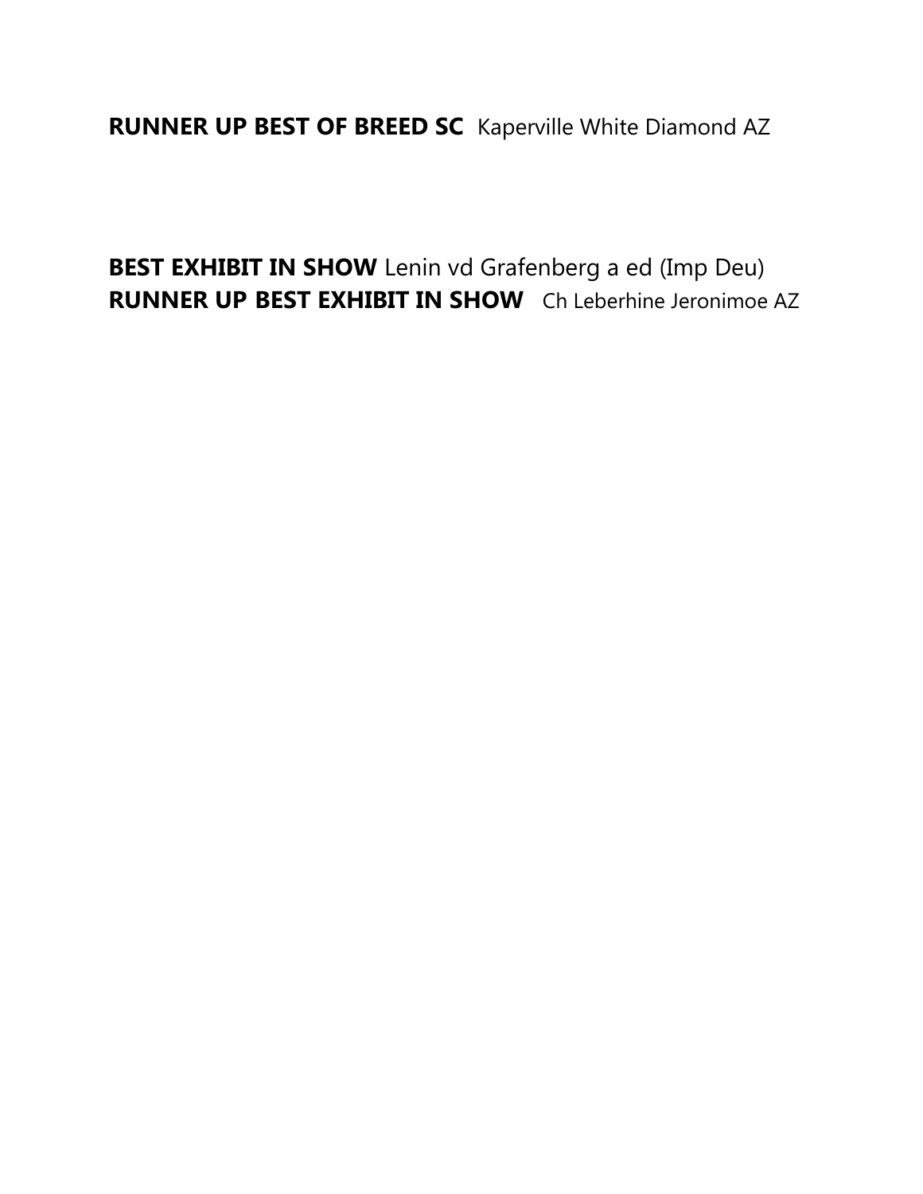**RUNNER UP BEST OF BREED SC** Kaperville White Diamond AZ

**BEST EXHIBIT IN SHOW** Lenin vd Grafenberg a ed (Imp Deu)
**RUNNER UP BEST EXHIBIT IN SHOW** Ch Leberhine Jeronimoe AZ